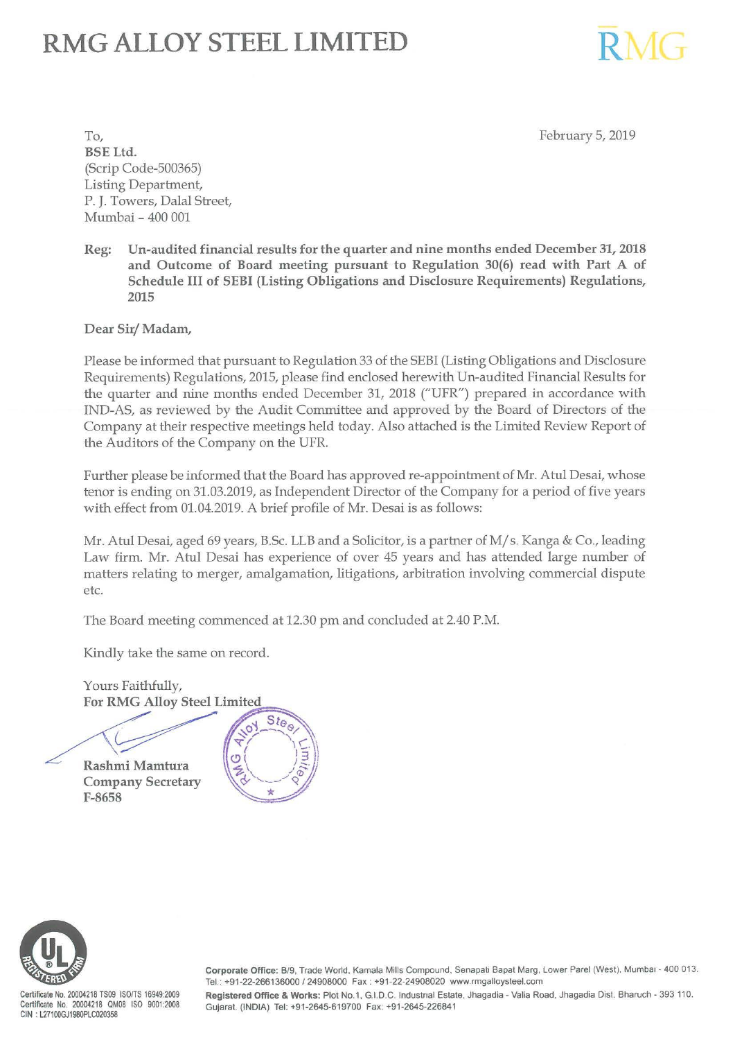# RMG ALLOY STEEL LIMITED

February 5, 2019

To,
**BSE Ltd.**
(Scrip Code-500365)
Listing Department,
P. J. Towers, Dalal Street,
Mumbai – 400 001

**Reg: Un-audited financial results for the quarter and nine months ended December 31, 2018 and Outcome of Board meeting pursuant to Regulation 30(6) read with Part A of Schedule III of SEBI (Listing Obligations and Disclosure Requirements) Regulations, 2015**

**Dear Sir/ Madam,**

Please be informed that pursuant to Regulation 33 of the SEBI (Listing Obligations and Disclosure Requirements) Regulations, 2015, please find enclosed herewith Un-audited Financial Results for the quarter and nine months ended December 31, 2018 ("UFR") prepared in accordance with IND-AS, as reviewed by the Audit Committee and approved by the Board of Directors of the Company at their respective meetings held today. Also attached is the Limited Review Report of the Auditors of the Company on the UFR.

Further please be informed that the Board has approved re-appointment of Mr. Atul Desai, whose tenor is ending on 31.03.2019, as Independent Director of the Company for a period of five years with effect from 01.04.2019. A brief profile of Mr. Desai is as follows:

Mr. Atul Desai, aged 69 years, B.Sc. LLB and a Solicitor, is a partner of M/s. Kanga & Co., leading Law firm. Mr. Atul Desai has experience of over 45 years and has attended large number of matters relating to merger, amalgamation, litigations, arbitration involving commercial dispute etc.

The Board meeting commenced at 12.30 pm and concluded at 2.40 P.M.

Kindly take the same on record.

Yours Faithfully,
**For RMG Alloy Steel Limited**

**Rashmi Mamtura**
**Company Secretary**
**F-8658**

Certificate No. 20004218 TS09 ISO/TS 16949:2009
Certificate No. 20004218 QM08 ISO 9001:2008
CIN : L27100GJ1980PLC020358

**Corporate Office:** B/9, Trade World, Kamala Mills Compound, Senapati Bapat Marg, Lower Parel (West), Mumbai - 400 013. Tel.: +91-22-266136000 / 24908000 Fax : +91-22-24908020 www.rmgalloysteel.com

**Registered Office & Works:** Plot No.1, G.I.D.C. Industrial Estate, Jhagadia - Valia Road, Jhagadia Dist. Bharuch - 393 110. Gujarat. (INDIA) Tel: +91-2645-619700 Fax: +91-2645-226841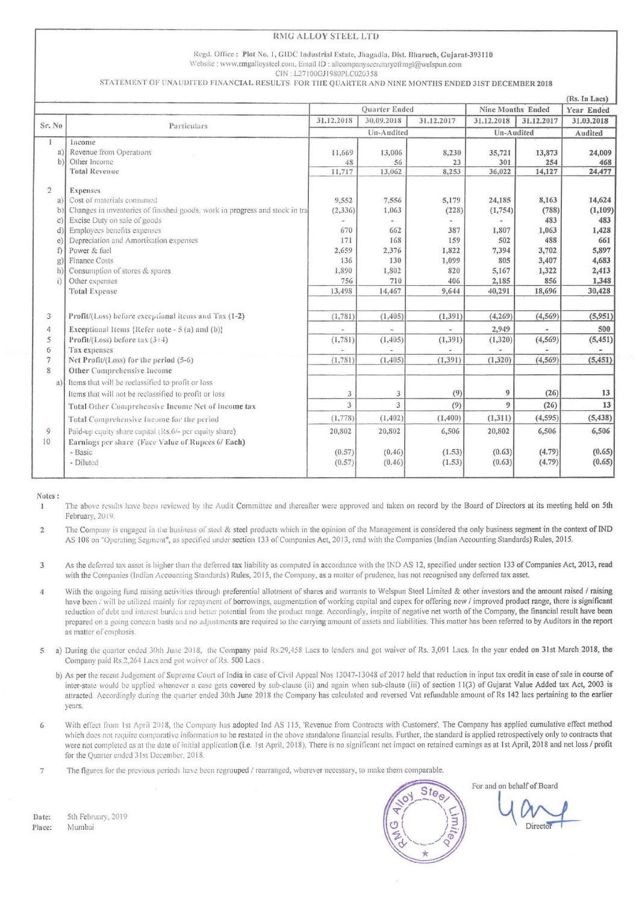# RMG ALLOY STEEL LTD

Regd. Office : **Plot No. 1, GIDC Industrial Estate, Jhagadia, Dist. Bharuch, Gujarat-393110**
Website : www.rmgalloysteel.com, Email ID : allcompanysecretaryofrmgl@welspun.com
CIN : L27100GJ1980PLC020358

STATEMENT OF UNAUDITED FINANCIAL RESULTS FOR THE QUARTER AND NINE MONTHS ENDED 31ST DECEMBER 2018

(Rs. In Lacs)

| Sr. No | Particulars | Quarter Ended | | | Nine Months Ended | | Year Ended |
|---|---|---|---|---|---|---|---|
| | | 31.12.2018 | 30.09.2018 | 31.12.2017 | 31.12.2018 | 31.12.2017 | 31.03.2018 |
| | | Un-Audited | | | Un-Audited | | Audited |
| 1 | Income | | | | | | |
| a) | Revenue from Operations | 11,669 | 13,006 | 8,230 | 35,721 | 13,873 | 24,009 |
| b) | Other Income | 48 | 56 | 23 | 301 | 254 | 468 |
| | Total Revenue | 11,717 | 13,062 | 8,253 | 36,022 | 14,127 | 24,477 |
| 2 | Expenses | | | | | | |
| a) | Cost of materials consumed | 9,552 | 7,556 | 5,179 | 24,185 | 8,163 | 14,624 |
| b) | Changes in inventories of finished goods, work in progress and stock in tra | (2,336) | 1,063 | (228) | (1,754) | (788) | (1,109) |
| c) | Excise Duty on sale of goods | - | - | - | - | 483 | 483 |
| d) | Employees benefits expenses | 670 | 662 | 387 | 1,807 | 1,063 | 1,428 |
| e) | Depreciation and Amortisation expenses | 171 | 168 | 159 | 502 | 488 | 661 |
| f) | Power & fuel | 2,659 | 2,376 | 1,822 | 7,394 | 3,702 | 5,897 |
| g) | Finance Costs | 136 | 130 | 1,099 | 805 | 3,407 | 4,683 |
| h) | Consumption of stores & spares | 1,890 | 1,802 | 820 | 5,167 | 1,322 | 2,413 |
| i) | Other expenses | 756 | 710 | 406 | 2,185 | 856 | 1,348 |
| | Total Expense | 13,498 | 14,467 | 9,644 | 40,291 | 18,696 | 30,428 |
| 3 | **Profit/(Loss) before exceptional items and Tax (1-2)** | (1,781) | (1,405) | (1,391) | (4,269) | (4,569) | (5,951) |
| 4 | **Exceptional Items {Refer note - 5 (a) and (b)}** | - | - | - | 2,949 | - | 500 |
| 5 | **Profit/(Loss) before tax (3+4)** | (1,781) | (1,405) | (1,391) | (1,320) | (4,569) | (5,451) |
| 6 | Tax expenses | - | - | - | - | - | - |
| 7 | **Net Profit/(Loss) for the period (5-6)** | (1,781) | (1,405) | (1,391) | (1,320) | (4,569) | (5,451) |
| 8 | **Other Comprehensive Income** | | | | | | |
| a) | Items that will be reclassified to profit or loss | | | | | | |
| | Items that will not be reclassified to profit or loss | 3 | 3 | (9) | 9 | (26) | 13 |
| | Total Other Comprehensive Income Net of Income tax | 3 | 3 | (9) | 9 | (26) | 13 |
| | Total Comprehensive Income for the period | (1,778) | (1,402) | (1,400) | (1,311) | (4,595) | (5,438) |
| 9 | Paid-up equity share capital (Rs.6/- per equity share) | 20,802 | 20,802 | 6,506 | 20,802 | 6,506 | 6,506 |
| 10 | **Earnings per share (Face Value of Rupees 6/ Each)** | | | | | | |
| | - Basic | (0.57) | (0.46) | (1.53) | (0.63) | (4.79) | (0.65) |
| | - Diluted | (0.57) | (0.46) | (1.53) | (0.63) | (4.79) | (0.65) |

Notes :

1. The above results have been reviewed by the Audit Committee and thereafter were approved and taken on record by the Board of Directors at its meeting held on 5th February, 2019.

2. The Company is engaged in the business of steel & steel products which in the opinion of the Management is considered the only business segment in the context of IND AS 108 on "Operating Segment", as specified under section 133 of Companies Act, 2013, read with the Companies (Indian Accounting Standards) Rules, 2015.

3. As the deferred tax asset is higher than the deferred tax liability as computed in accordance with the IND AS 12, specified under section 133 of Companies Act, 2013, read with the Companies (Indian Accounting Standards) Rules, 2015, the Company, as a matter of prudence, has not recognised any deferred tax asset.

4. With the ongoing fund raising activities through preferential allotment of shares and warrants to Welspun Steel Limited & other investors and the amount raised / raising have been / will be utilized mainly for repayment of borrowings, augmentation of working capital and capex for offering new / improved product range, there is significant reduction of debt and interest burden and better potential from the product range. Accordingly, inspite of negative net worth of the Company, the financial result have been prepared on a going concern basis and no adjustments are required to the carrying amount of assets and liabilities. This matter has been referred to by Auditors in the report as matter of emphasis.

5. a) During the quarter ended 30th June 2018, the Company paid Rs.29,458 Lacs to lenders and got waiver of Rs. 3,091 Lacs. In the year ended on 31st March 2018, the Company paid Rs.2,264 Lacs and got waiver of Rs. 500 Lacs .

   b) As per the recent Judgement of Supreme Court of India in case of Civil Appeal Nos 13047-13048 of 2017 held that reduction in input tax credit in case of sale in course of inter-state would be applied whenever a case gets covered by sub-clause (ii) and again when sub-clause (iii) of section 11(3) of Gujarat Value Added tax Act, 2003 is attracted. Accordingly during the quarter ended 30th June 2018 the Company has calculated and reversed Vat refundable amount of Rs 142 lacs pertaining to the earlier years.

6. With effect from 1st April 2018, the Company has adopted Ind AS 115, 'Revenue from Contracts with Customers'. The Company has applied cumulative effect method which does not require comparative information to be restated in the above standalone financial results. Further, the standard is applied retrospectively only to contracts that were not completed as at the date of initial application (i.e. 1st April, 2018). There is no significant net impact on retained earnings as at 1st April, 2018 and net loss / profit for the Quarter ended 31st December, 2018.

7. The figures for the previous periods have been regrouped / rearranged, wherever necessary, to make them comparable.

For and on behalf of Board

Director

Date: 5th February, 2019
Place: Mumbai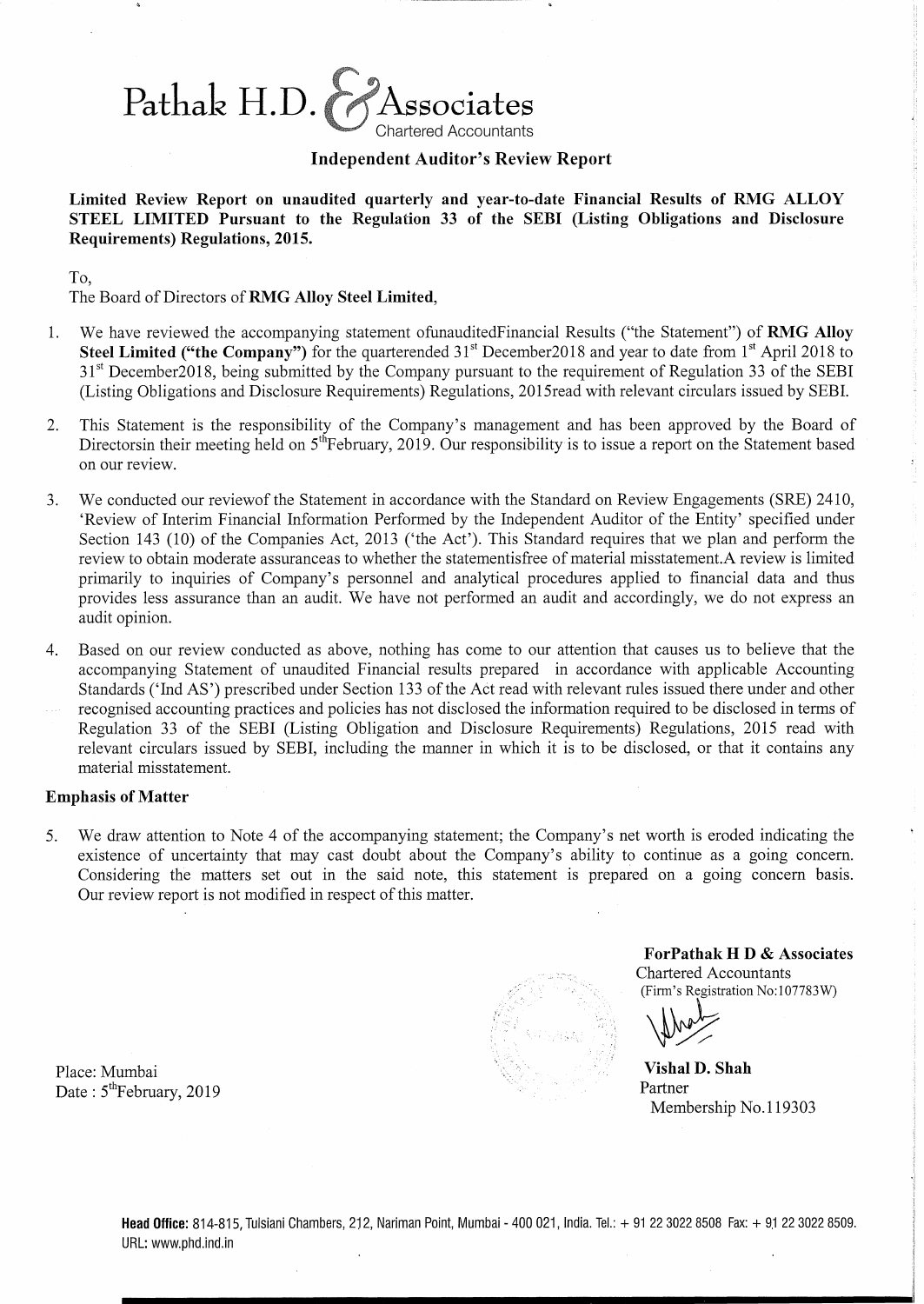# Pathak H.D. & Associates

Chartered Accountants

## Independent Auditor's Review Report

**Limited Review Report on unaudited quarterly and year-to-date Financial Results of RMG ALLOY STEEL LIMITED Pursuant to the Regulation 33 of the SEBI (Listing Obligations and Disclosure Requirements) Regulations, 2015.**

To,
The Board of Directors of **RMG Alloy Steel Limited**,

1. We have reviewed the accompanying statement ofunauditedFinancial Results ("the Statement") of **RMG Alloy Steel Limited ("the Company")** for the quarterended 31st December2018 and year to date from 1st April 2018 to 31st December2018, being submitted by the Company pursuant to the requirement of Regulation 33 of the SEBI (Listing Obligations and Disclosure Requirements) Regulations, 2015read with relevant circulars issued by SEBI.

2. This Statement is the responsibility of the Company's management and has been approved by the Board of Directorsin their meeting held on 5thFebruary, 2019. Our responsibility is to issue a report on the Statement based on our review.

3. We conducted our reviewof the Statement in accordance with the Standard on Review Engagements (SRE) 2410, 'Review of Interim Financial Information Performed by the Independent Auditor of the Entity' specified under Section 143 (10) of the Companies Act, 2013 ('the Act'). This Standard requires that we plan and perform the review to obtain moderate assuranceas to whether the statementisfree of material misstatement.A review is limited primarily to inquiries of Company's personnel and analytical procedures applied to financial data and thus provides less assurance than an audit. We have not performed an audit and accordingly, we do not express an audit opinion.

4. Based on our review conducted as above, nothing has come to our attention that causes us to believe that the accompanying Statement of unaudited Financial results prepared in accordance with applicable Accounting Standards ('Ind AS') prescribed under Section 133 of the Act read with relevant rules issued there under and other recognised accounting practices and policies has not disclosed the information required to be disclosed in terms of Regulation 33 of the SEBI (Listing Obligation and Disclosure Requirements) Regulations, 2015 read with relevant circulars issued by SEBI, including the manner in which it is to be disclosed, or that it contains any material misstatement.

### Emphasis of Matter

5. We draw attention to Note 4 of the accompanying statement; the Company's net worth is eroded indicating the existence of uncertainty that may cast doubt about the Company's ability to continue as a going concern. Considering the matters set out in the said note, this statement is prepared on a going concern basis. Our review report is not modified in respect of this matter.

**ForPathak H D & Associates**
Chartered Accountants
(Firm's Registration No:107783W)

**Vishal D. Shah**
Partner
Membership No.119303

Place: Mumbai
Date : 5thFebruary, 2019

**Head Office:** 814-815, Tulsiani Chambers, 212, Nariman Point, Mumbai - 400 021, India. Tel.: + 91 22 3022 8508 Fax: + 91 22 3022 8509.
URL: www.phd.ind.in